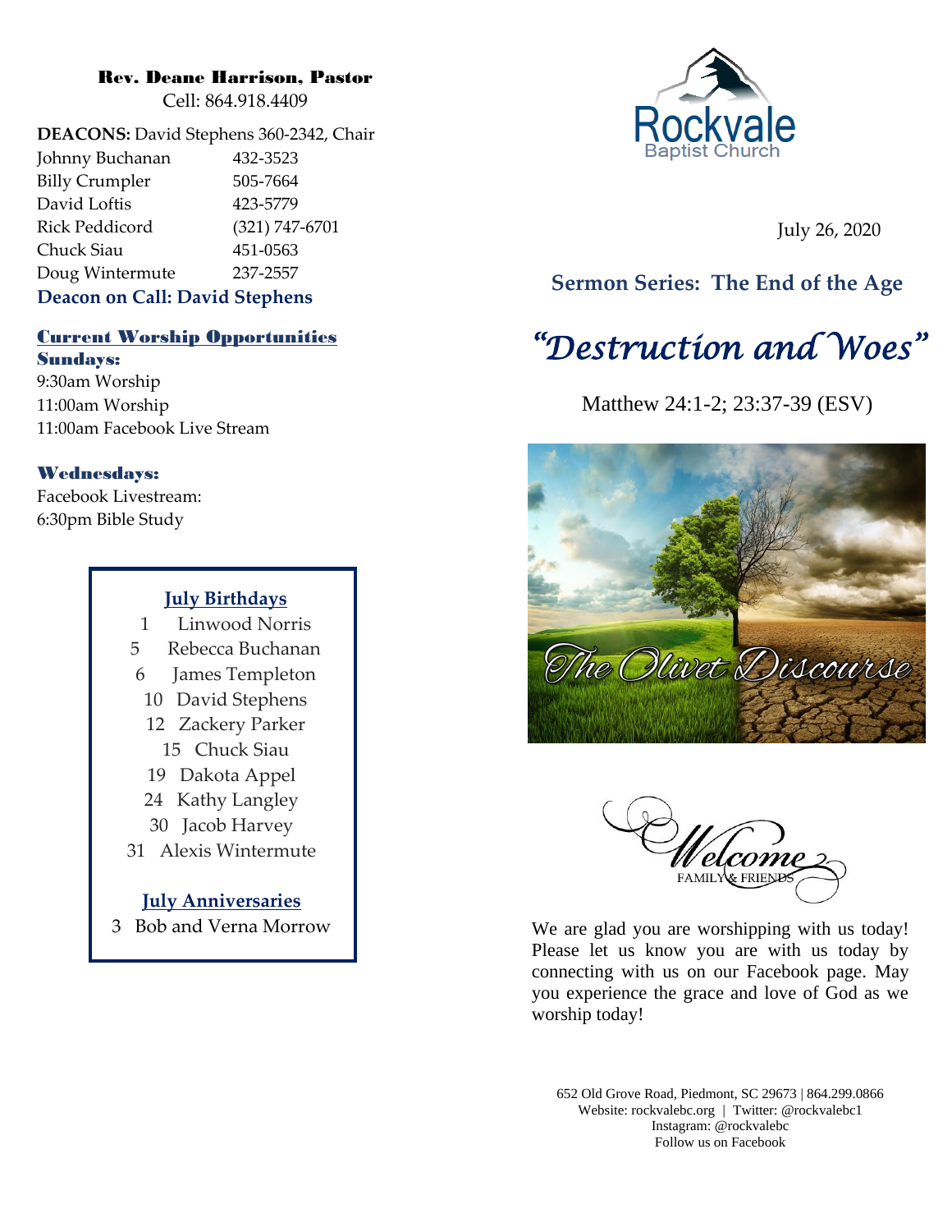**Rev. Deane Harrison, Pastor**
Cell: 864.918.4409

**DEACONS:** David Stephens 360-2342, Chair

| | |
|---|---|
| Johnny Buchanan | 432-3523 |
| Billy Crumpler | 505-7664 |
| David Loftis | 423-5779 |
| Rick Peddicord | (321) 747-6701 |
| Chuck Siau | 451-0563 |
| Doug Wintermute | 237-2557 |

**Deacon on Call: David Stephens**

## Current Worship Opportunities

**Sundays:**
9:30am Worship
11:00am Worship
11:00am Facebook Live Stream

**Wednesdays:**
Facebook Livestream:
6:30pm Bible Study

**July Birthdays**

1 Linwood Norris
5 Rebecca Buchanan
6 James Templeton
10 David Stephens
12 Zackery Parker
15 Chuck Siau
19 Dakota Appel
24 Kathy Langley
30 Jacob Harvey
31 Alexis Wintermute

**July Anniversaries**

3 Bob and Verna Morrow

Rockvale Baptist Church

July 26, 2020

## Sermon Series: The End of the Age

# *"Destruction and Woes"*

Matthew 24:1-2; 23:37-39 (ESV)

The Olivet Discourse

Welcome
FAMILY & FRIENDS

We are glad you are worshipping with us today! Please let us know you are with us today by connecting with us on our Facebook page. May you experience the grace and love of God as we worship today!

652 Old Grove Road, Piedmont, SC 29673 | 864.299.0866
Website: rockvalebc.org | Twitter: @rockvalebc1
Instagram: @rockvalebc
Follow us on Facebook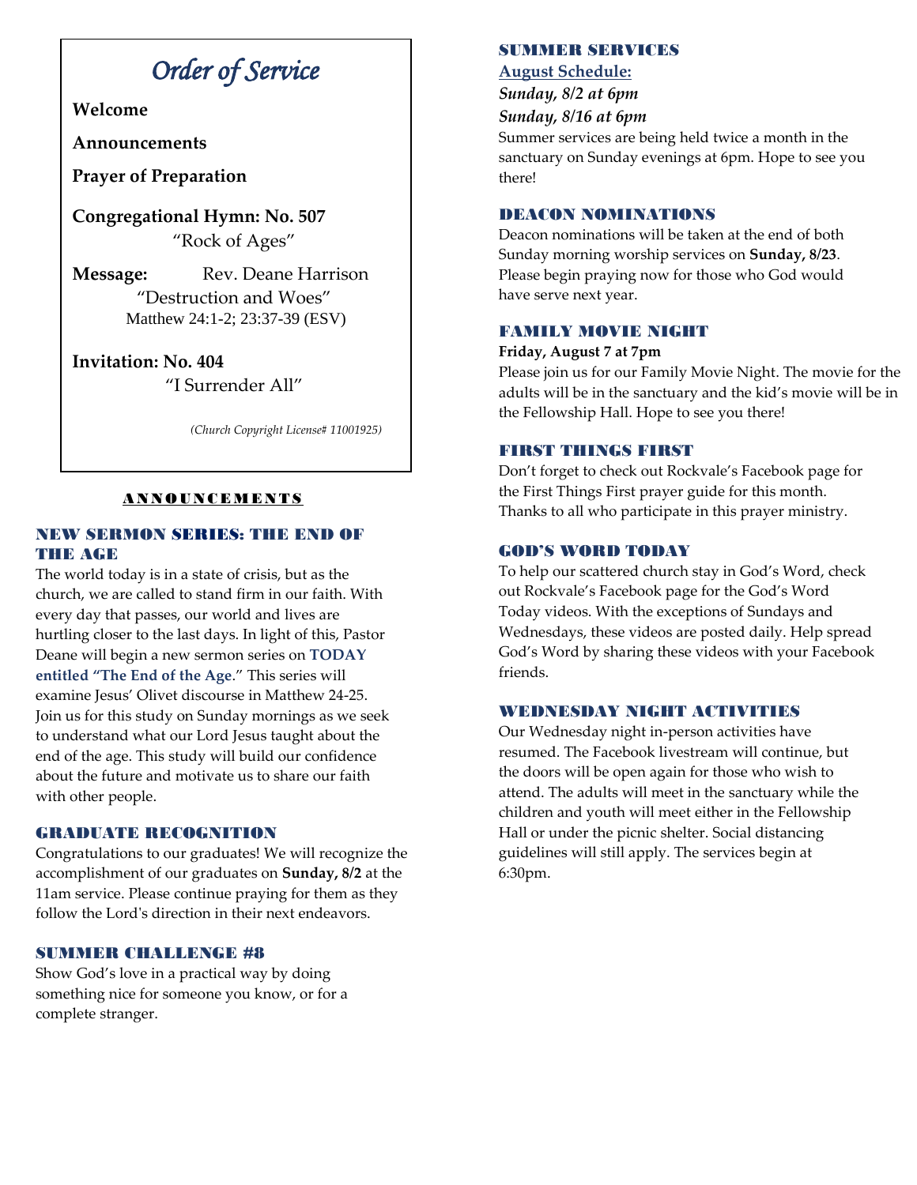# *Order of Service*

**Welcome**

**Announcements**

**Prayer of Preparation**

**Congregational Hymn: No. 507**
"Rock of Ages"

**Message:** Rev. Deane Harrison
"Destruction and Woes"
Matthew 24:1-2; 23:37-39 (ESV)

**Invitation: No. 404**
"I Surrender All"

*(Church Copyright License# 11001925)*

## ANNOUNCEMENTS

### NEW SERMON SERIES: THE END OF THE AGE

The world today is in a state of crisis, but as the church, we are called to stand firm in our faith. With every day that passes, our world and lives are hurtling closer to the last days. In light of this, Pastor Deane will begin a new sermon series on **TODAY entitled "The End of the Age**." This series will examine Jesus' Olivet discourse in Matthew 24-25. Join us for this study on Sunday mornings as we seek to understand what our Lord Jesus taught about the end of the age. This study will build our confidence about the future and motivate us to share our faith with other people.

### GRADUATE RECOGNITION

Congratulations to our graduates! We will recognize the accomplishment of our graduates on **Sunday, 8/2** at the 11am service. Please continue praying for them as they follow the Lord's direction in their next endeavors.

### SUMMER CHALLENGE #8

Show God's love in a practical way by doing something nice for someone you know, or for a complete stranger.

### SUMMER SERVICES

**August Schedule:**

***Sunday, 8/2 at 6pm***

***Sunday, 8/16 at 6pm***

Summer services are being held twice a month in the sanctuary on Sunday evenings at 6pm. Hope to see you there!

### DEACON NOMINATIONS

Deacon nominations will be taken at the end of both Sunday morning worship services on **Sunday, 8/23**. Please begin praying now for those who God would have serve next year.

### FAMILY MOVIE NIGHT

**Friday, August 7 at 7pm**

Please join us for our Family Movie Night. The movie for the adults will be in the sanctuary and the kid's movie will be in the Fellowship Hall. Hope to see you there!

### FIRST THINGS FIRST

Don't forget to check out Rockvale's Facebook page for the First Things First prayer guide for this month. Thanks to all who participate in this prayer ministry.

### GOD'S WORD TODAY

To help our scattered church stay in God's Word, check out Rockvale's Facebook page for the God's Word Today videos. With the exceptions of Sundays and Wednesdays, these videos are posted daily. Help spread God's Word by sharing these videos with your Facebook friends.

### WEDNESDAY NIGHT ACTIVITIES

Our Wednesday night in-person activities have resumed. The Facebook livestream will continue, but the doors will be open again for those who wish to attend. The adults will meet in the sanctuary while the children and youth will meet either in the Fellowship Hall or under the picnic shelter. Social distancing guidelines will still apply. The services begin at 6:30pm.